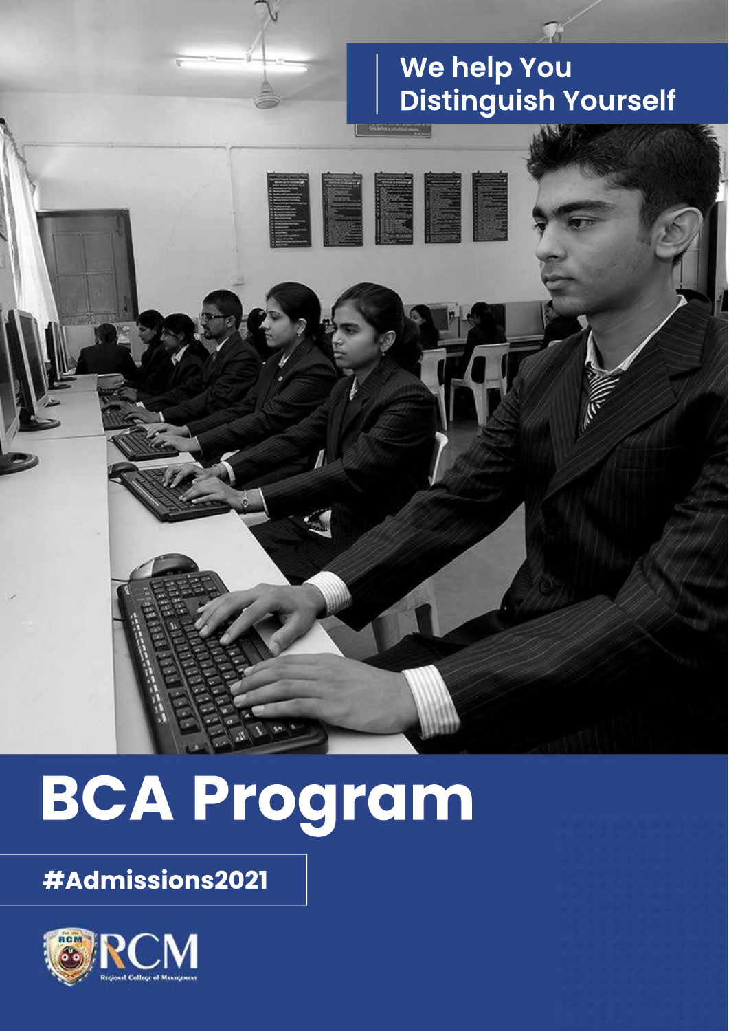We help You
Distinguish Yourself

# BCA Program

**#Admissions2021**

RCM
Regional College of Management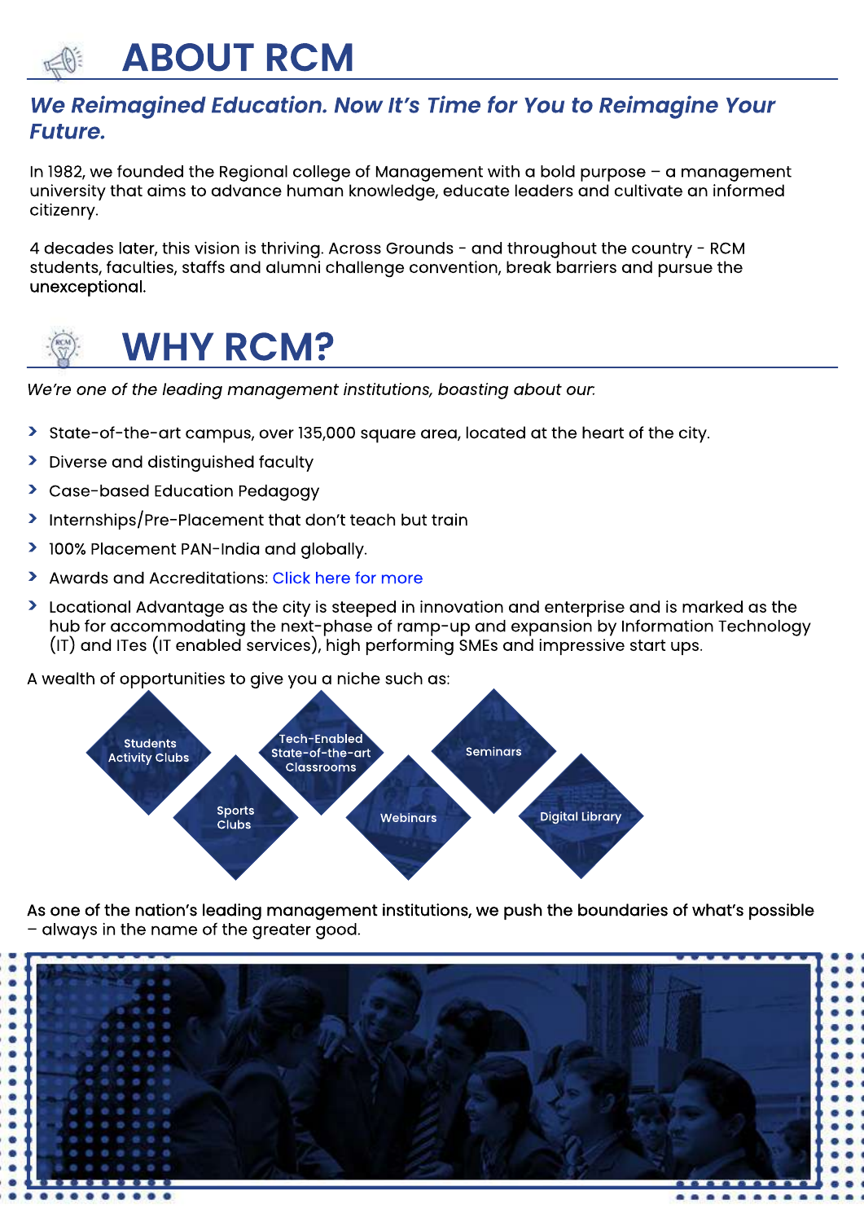# ABOUT RCM

## *We Reimagined Education. Now It's Time for You to Reimagine Your Future.*

In 1982, we founded the Regional college of Management with a bold purpose – a management university that aims to advance human knowledge, educate leaders and cultivate an informed citizenry.

4 decades later, this vision is thriving. Across Grounds - and throughout the country - RCM students, faculties, staffs and alumni challenge convention, break barriers and pursue the unexceptional.

# WHY RCM?

*We're one of the leading management institutions, boasting about our.*

- State-of-the-art campus, over 135,000 square area, located at the heart of the city.
- Diverse and distinguished faculty
- Case-based Education Pedagogy
- Internships/Pre-Placement that don't teach but train
- 100% Placement PAN-India and globally.
- Awards and Accreditations: Click here for more
- Locational Advantage as the city is steeped in innovation and enterprise and is marked as the hub for accommodating the next-phase of ramp-up and expansion by Information Technology (IT) and ITes (IT enabled services), high performing SMEs and impressive start ups.

A wealth of opportunities to give you a niche such as:

- Students Activity Clubs
- Sports Clubs
- Tech-Enabled State-of-the-art Classrooms
- Webinars
- Seminars
- Digital Library

As one of the nation's leading management institutions, we push the boundaries of what's possible – always in the name of the greater good.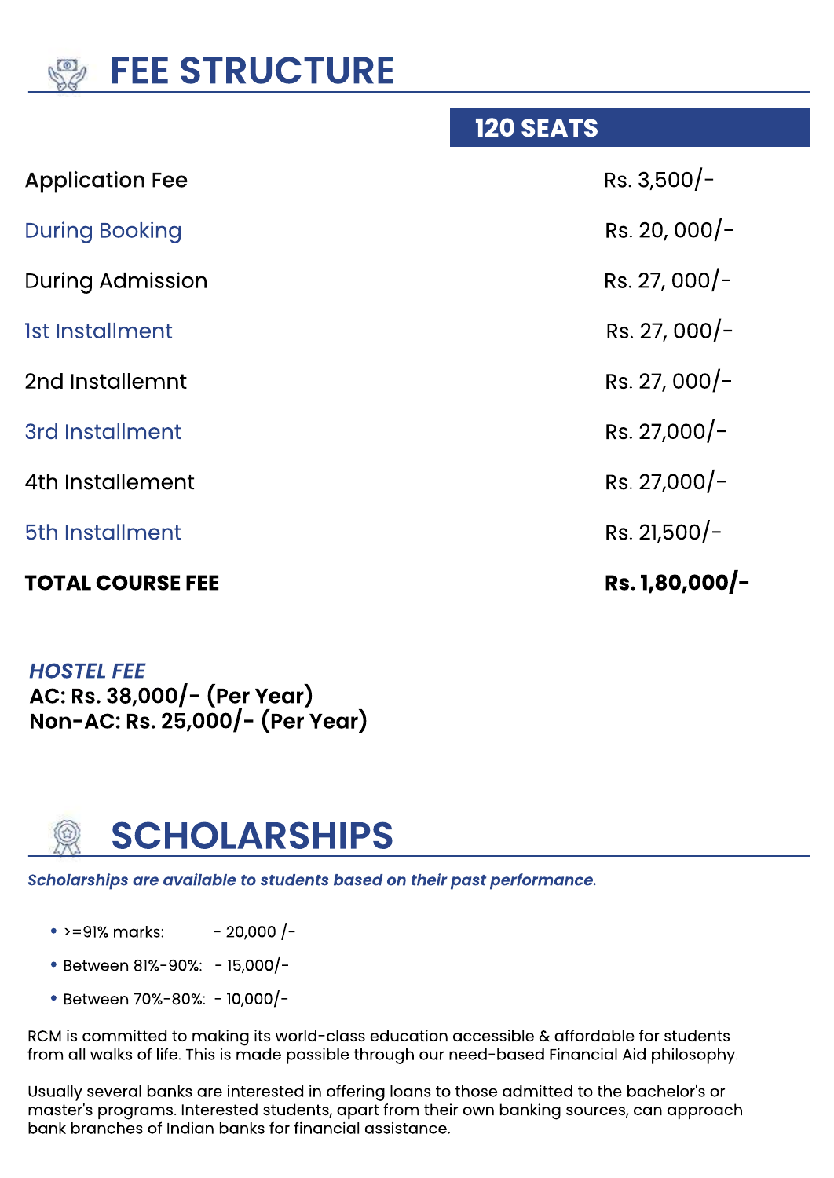# FEE STRUCTURE

| | 120 SEATS |
|---|---|
| Application Fee | Rs. 3,500/- |
| During Booking | Rs. 20, 000/- |
| During Admission | Rs. 27, 000/- |
| 1st Installment | Rs. 27, 000/- |
| 2nd Installemnt | Rs. 27, 000/- |
| 3rd Installment | Rs. 27,000/- |
| 4th Installement | Rs. 27,000/- |
| 5th Installment | Rs. 21,500/- |
| **TOTAL COURSE FEE** | **Rs. 1,80,000/-** |

***HOSTEL FEE***
**AC: Rs. 38,000/- (Per Year)**
**Non-AC: Rs. 25,000/- (Per Year)**

# SCHOLARSHIPS

***Scholarships are available to students based on their past performance.***

- >=91% marks: - 20,000 /-
- Between 81%-90%: - 15,000/-
- Between 70%-80%: - 10,000/-

RCM is committed to making its world-class education accessible & affordable for students from all walks of life. This is made possible through our need-based Financial Aid philosophy.

Usually several banks are interested in offering loans to those admitted to the bachelor's or master's programs. Interested students, apart from their own banking sources, can approach bank branches of Indian banks for financial assistance.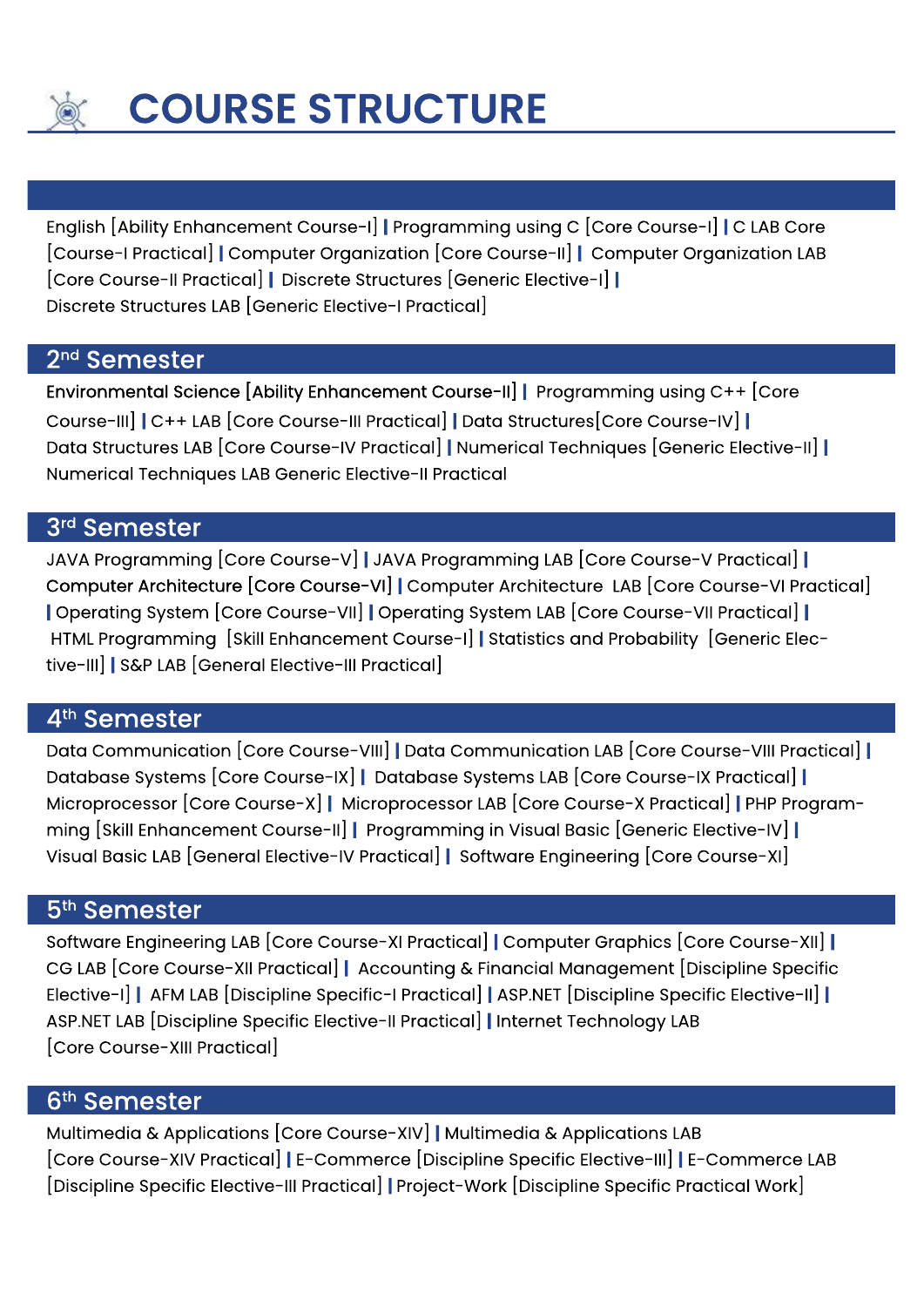# COURSE STRUCTURE

English [Ability Enhancement Course-I] | Programming using C [Core Course-I] | C LAB Core [Course-I Practical] | Computer Organization [Core Course-II] | Computer Organization LAB [Core Course-II Practical] | Discrete Structures [Generic Elective-I] | Discrete Structures LAB [Generic Elective-I Practical]

## 2nd Semester

Environmental Science [Ability Enhancement Course-II] | Programming using C++ [Core Course-III] | C++ LAB [Core Course-III Practical] | Data Structures[Core Course-IV] | Data Structures LAB [Core Course-IV Practical] | Numerical Techniques [Generic Elective-II] | Numerical Techniques LAB Generic Elective-II Practical

## 3rd Semester

JAVA Programming [Core Course-V] | JAVA Programming LAB [Core Course-V Practical] | Computer Architecture [Core Course-VI] | Computer Architecture LAB [Core Course-VI Practical] | Operating System [Core Course-VII] | Operating System LAB [Core Course-VII Practical] | HTML Programming [Skill Enhancement Course-I] | Statistics and Probability [Generic Elective-III] | S&P LAB [General Elective-III Practical]

## 4th Semester

Data Communication [Core Course-VIII] | Data Communication LAB [Core Course-VIII Practical] | Database Systems [Core Course-IX] | Database Systems LAB [Core Course-IX Practical] | Microprocessor [Core Course-X] | Microprocessor LAB [Core Course-X Practical] | PHP Programming [Skill Enhancement Course-II] | Programming in Visual Basic [Generic Elective-IV] | Visual Basic LAB [General Elective-IV Practical] | Software Engineering [Core Course-XI]

## 5th Semester

Software Engineering LAB [Core Course-XI Practical] | Computer Graphics [Core Course-XII] | CG LAB [Core Course-XII Practical] | Accounting & Financial Management [Discipline Specific Elective-I] | AFM LAB [Discipline Specific-I Practical] | ASP.NET [Discipline Specific Elective-II] | ASP.NET LAB [Discipline Specific Elective-II Practical] | Internet Technology LAB [Core Course-XIII Practical]

## 6th Semester

Multimedia & Applications [Core Course-XIV] | Multimedia & Applications LAB [Core Course-XIV Practical] | E-Commerce [Discipline Specific Elective-III] | E-Commerce LAB [Discipline Specific Elective-III Practical] | Project-Work [Discipline Specific Practical Work]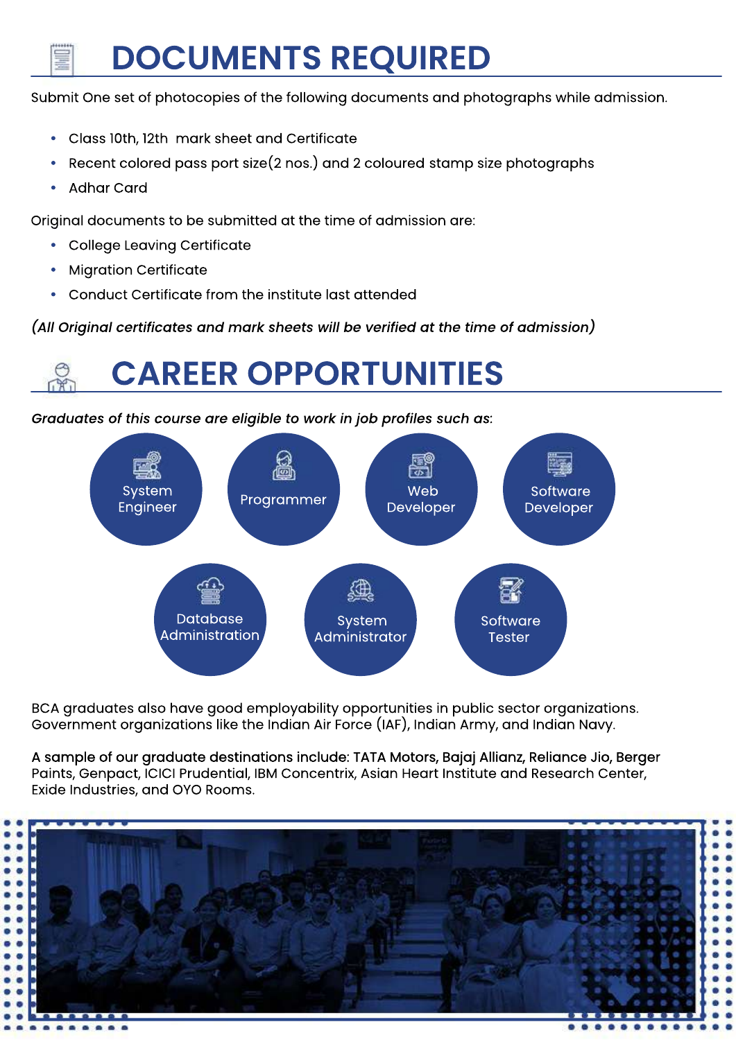# DOCUMENTS REQUIRED

Submit One set of photocopies of the following documents and photographs while admission.

- Class 10th, 12th mark sheet and Certificate
- Recent colored pass port size(2 nos.) and 2 coloured stamp size photographs
- Adhar Card

Original documents to be submitted at the time of admission are:

- College Leaving Certificate
- Migration Certificate
- Conduct Certificate from the institute last attended

*(All Original certificates and mark sheets will be verified at the time of admission)*

# CAREER OPPORTUNITIES

*Graduates of this course are eligible to work in job profiles such as*:

- System Engineer
- Programmer
- Web Developer
- Software Developer
- Database Administration
- System Administrator
- Software Tester

BCA graduates also have good employability opportunities in public sector organizations. Government organizations like the Indian Air Force (IAF), Indian Army, and Indian Navy.

A sample of our graduate destinations include: TATA Motors, Bajaj Allianz, Reliance Jio, Berger Paints, Genpact, ICICI Prudential, IBM Concentrix, Asian Heart Institute and Research Center, Exide Industries, and OYO Rooms.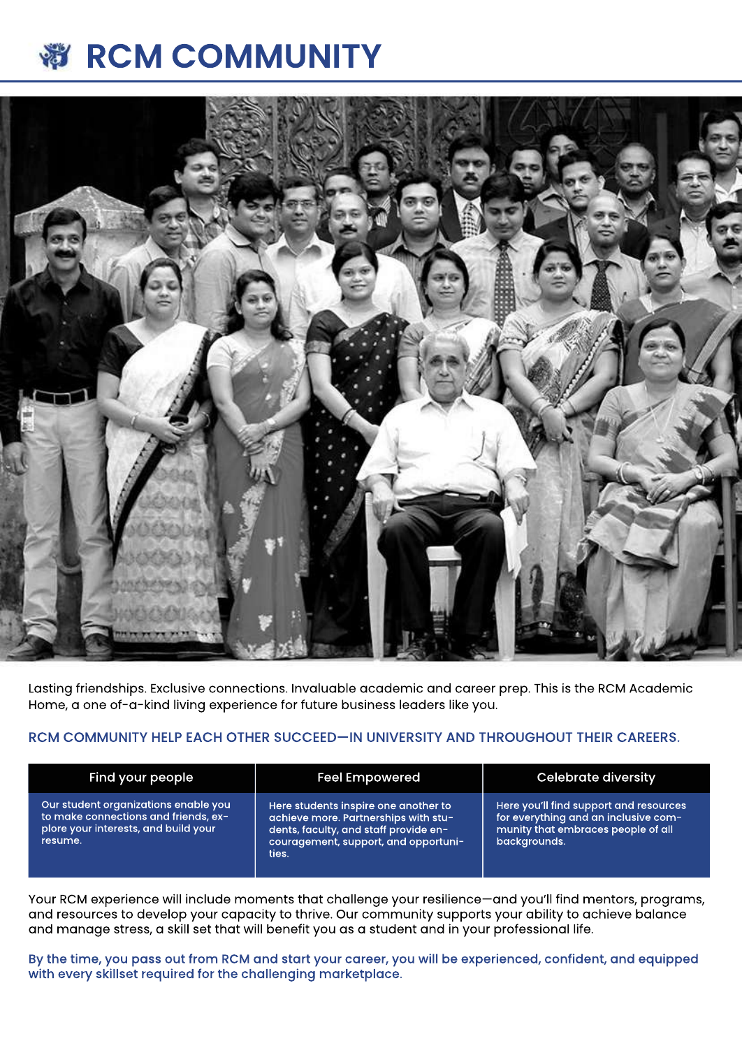# RCM COMMUNITY

Lasting friendships. Exclusive connections. Invaluable academic and career prep. This is the RCM Academic Home, a one of-a-kind living experience for future business leaders like you.

RCM COMMUNITY HELP EACH OTHER SUCCEED—IN UNIVERSITY AND THROUGHOUT THEIR CAREERS.

| Find your people | Feel Empowered | Celebrate diversity |
|---|---|---|
| Our student organizations enable you to make connections and friends, explore your interests, and build your resume. | Here students inspire one another to achieve more. Partnerships with students, faculty, and staff provide encouragement, support, and opportunities. | Here you'll find support and resources for everything and an inclusive community that embraces people of all backgrounds. |

Your RCM experience will include moments that challenge your resilience—and you'll find mentors, programs, and resources to develop your capacity to thrive. Our community supports your ability to achieve balance and manage stress, a skill set that will benefit you as a student and in your professional life.

By the time, you pass out from RCM and start your career, you will be experienced, confident, and equipped with every skillset required for the challenging marketplace.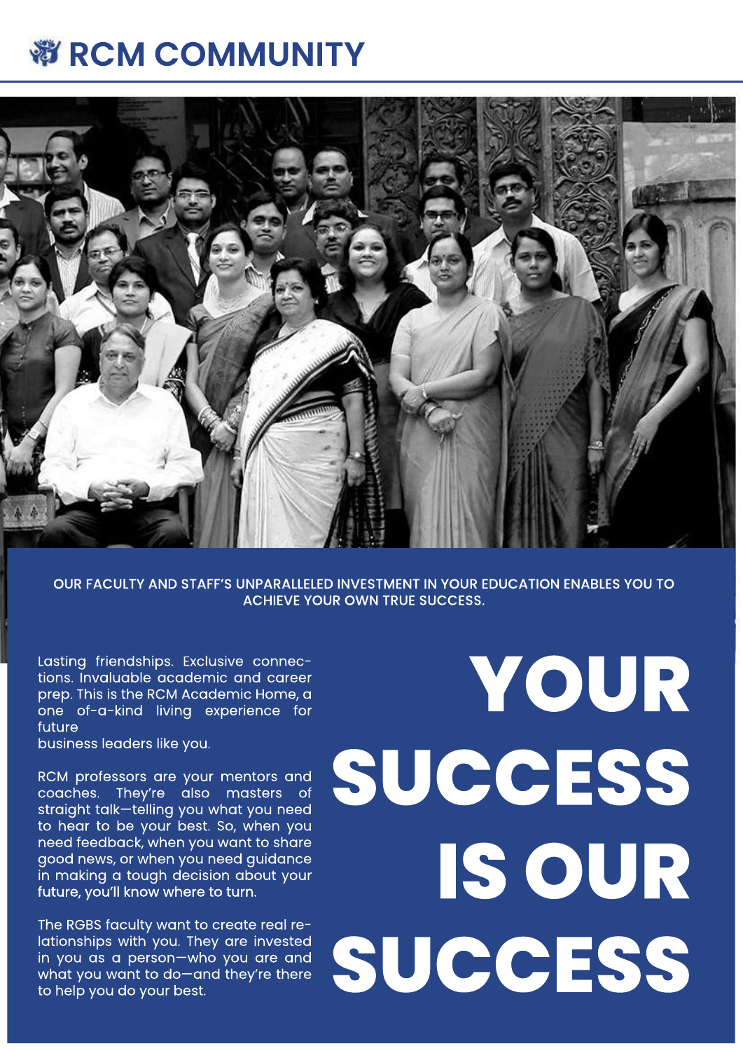# RCM COMMUNITY

OUR FACULTY AND STAFF'S UNPARALLELED INVESTMENT IN YOUR EDUCATION ENABLES YOU TO ACHIEVE YOUR OWN TRUE SUCCESS.

## YOUR SUCCESS IS OUR SUCCESS

Lasting friendships. Exclusive connections. Invaluable academic and career prep. This is the RCM Academic Home, a one of-a-kind living experience for future business leaders like you.

RCM professors are your mentors and coaches. They're also masters of straight talk—telling you what you need to hear to be your best. So, when you need feedback, when you want to share good news, or when you need guidance in making a tough decision about your future, you'll know where to turn.

The RGBS faculty want to create real relationships with you. They are invested in you as a person—who you are and what you want to do—and they're there to help you do your best.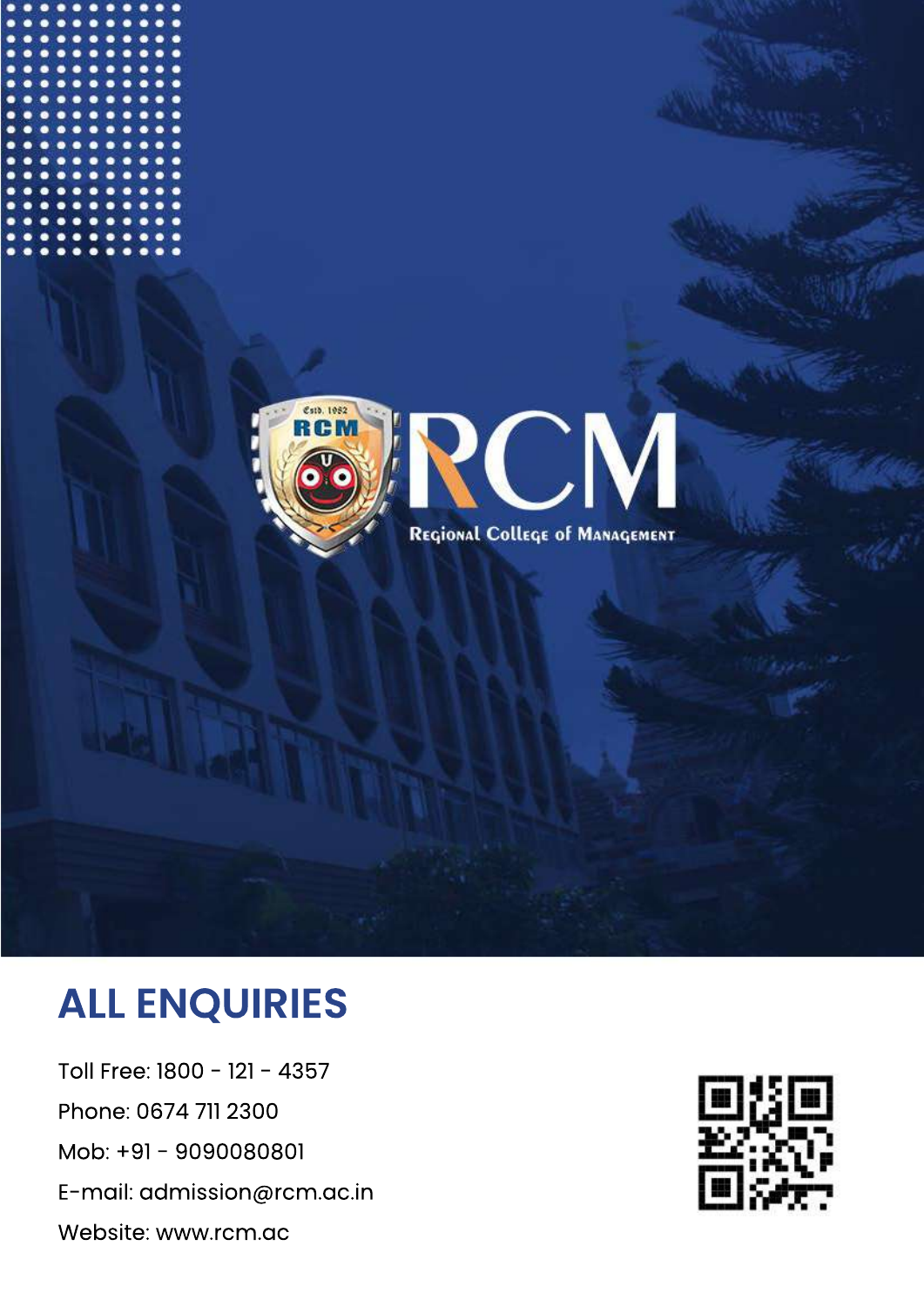RCM

Regional College of Management

Estd. 1982

## ALL ENQUIRIES

Toll Free: 1800 - 121 - 4357

Phone: 0674 711 2300

Mob: +91 - 9090080801

E-mail: admission@rcm.ac.in

Website: www.rcm.ac